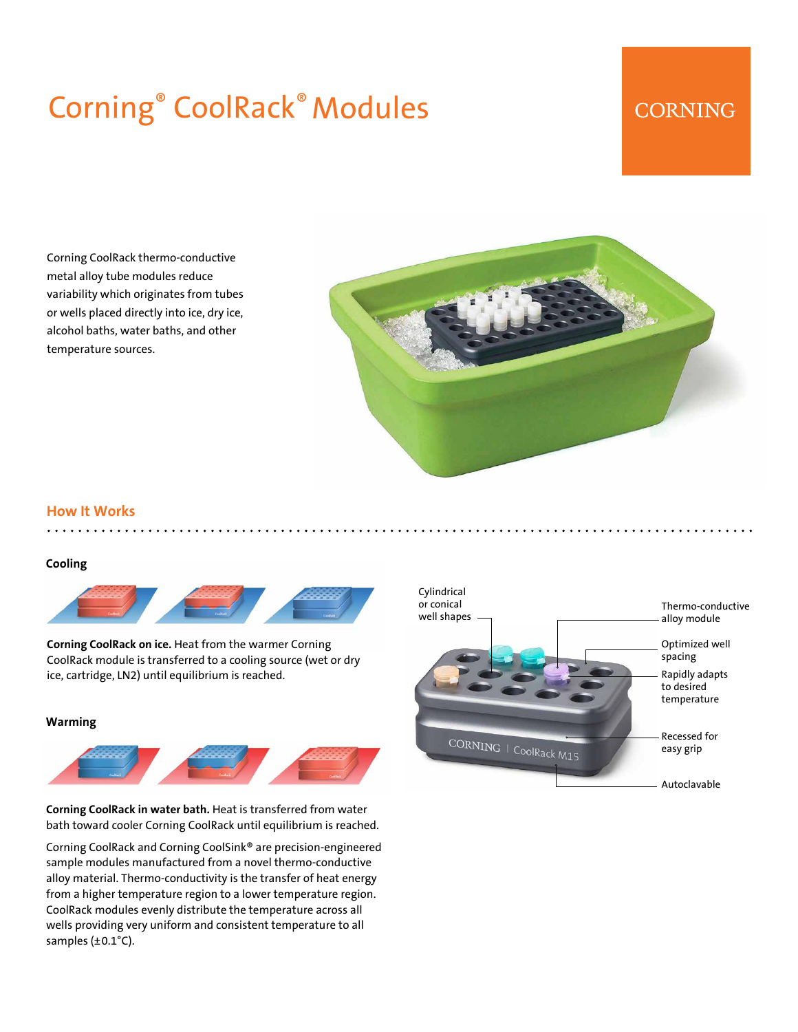# Corning® CoolRack® Modules

Corning CoolRack thermo-conductive metal alloy tube modules reduce variability which originates from tubes or wells placed directly into ice, dry ice, alcohol baths, water baths, and other temperature sources.

## How It Works

### Cooling

**Corning CoolRack on ice.** Heat from the warmer Corning CoolRack module is transferred to a cooling source (wet or dry ice, cartridge, LN2) until equilibrium is reached.

### Warming

**Corning CoolRack in water bath.** Heat is transferred from water bath toward cooler Corning CoolRack until equilibrium is reached.

Corning CoolRack and Corning CoolSink® are precision-engineered sample modules manufactured from a novel thermo-conductive alloy material. Thermo-conductivity is the transfer of heat energy from a higher temperature region to a lower temperature region. CoolRack modules evenly distribute the temperature across all wells providing very uniform and consistent temperature to all samples (±0.1°C).

- Cylindrical or conical well shapes
- Thermo-conductive alloy module
- Optimized well spacing
- Rapidly adapts to desired temperature
- Recessed for easy grip
- Autoclavable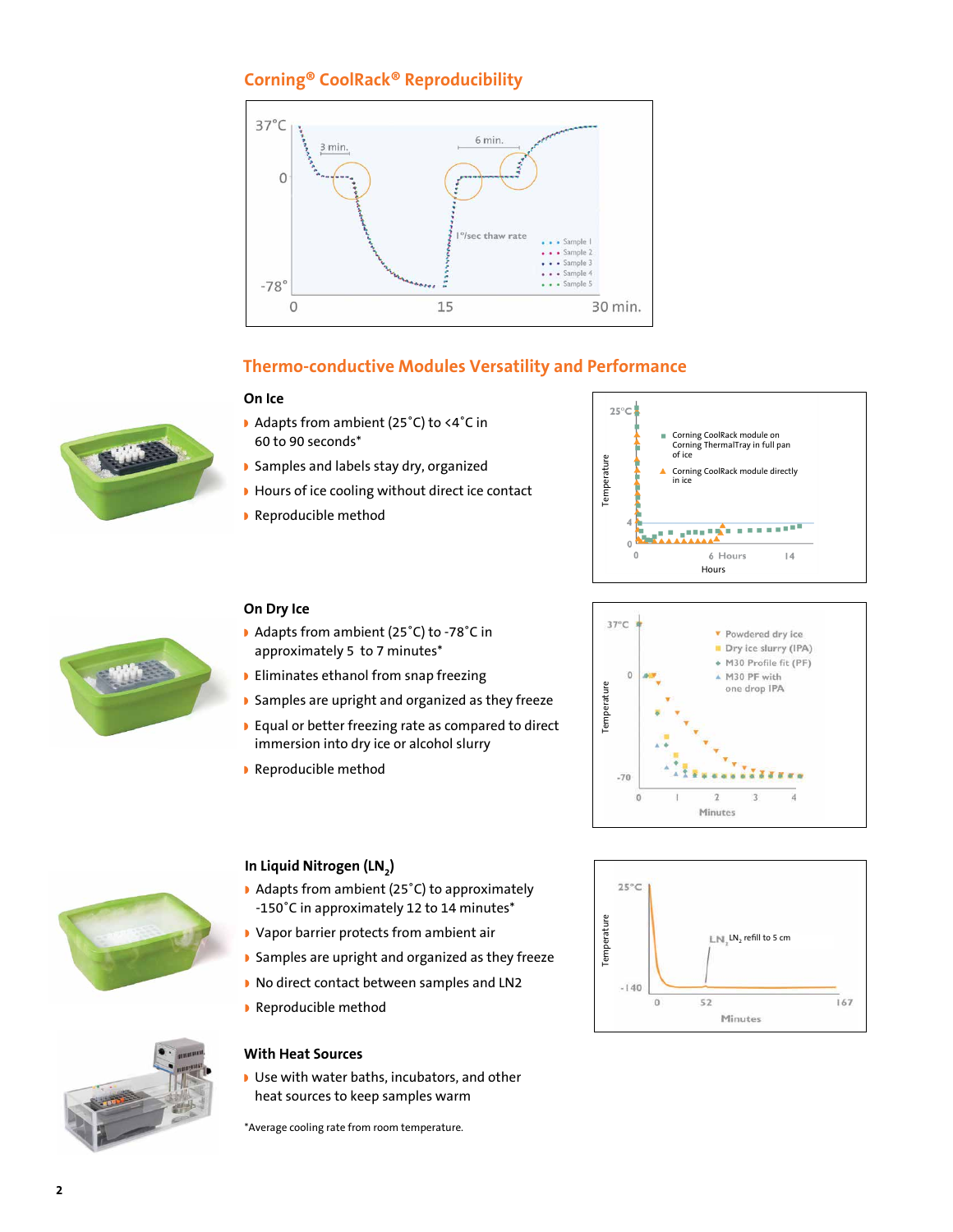## Corning® CoolRack® Reproducibility

## Thermo-conductive Modules Versatility and Performance

### On Ice

- Adapts from ambient (25˚C) to <4˚C in 60 to 90 seconds*
- Samples and labels stay dry, organized
- Hours of ice cooling without direct ice contact
- Reproducible method

### On Dry Ice

- Adapts from ambient (25˚C) to -78˚C in approximately 5 to 7 minutes*
- Eliminates ethanol from snap freezing
- Samples are upright and organized as they freeze
- Equal or better freezing rate as compared to direct immersion into dry ice or alcohol slurry
- Reproducible method

### In Liquid Nitrogen ($LN_2$)

- Adapts from ambient (25˚C) to approximately -150˚C in approximately 12 to 14 minutes*
- Vapor barrier protects from ambient air
- Samples are upright and organized as they freeze
- No direct contact between samples and LN2
- Reproducible method

### With Heat Sources

- Use with water baths, incubators, and other heat sources to keep samples warm

*Average cooling rate from room temperature.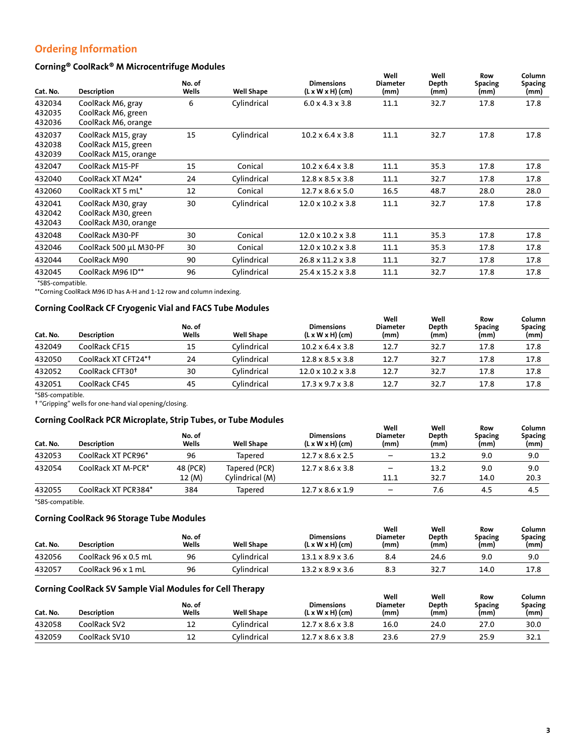## Ordering Information

### Corning® CoolRack® M Microcentrifuge Modules

| Cat. No. | Description | No. of Wells | Well Shape | Dimensions (L x W x H) (cm) | Well Diameter (mm) | Well Depth (mm) | Row Spacing (mm) | Column Spacing (mm) |
|---|---|---|---|---|---|---|---|---|
| 432034<br>432035<br>432036 | CoolRack M6, gray<br>CoolRack M6, green<br>CoolRack M6, orange | 6 | Cylindrical | 6.0 x 4.3 x 3.8 | 11.1 | 32.7 | 17.8 | 17.8 |
| 432037<br>432038<br>432039 | CoolRack M15, gray<br>CoolRack M15, green<br>CoolRack M15, orange | 15 | Cylindrical | 10.2 x 6.4 x 3.8 | 11.1 | 32.7 | 17.8 | 17.8 |
| 432047 | CoolRack M15-PF | 15 | Conical | 10.2 x 6.4 x 3.8 | 11.1 | 35.3 | 17.8 | 17.8 |
| 432040 | CoolRack XT M24* | 24 | Cylindrical | 12.8 x 8.5 x 3.8 | 11.1 | 32.7 | 17.8 | 17.8 |
| 432060 | CoolRack XT 5 mL* | 12 | Conical | 12.7 x 8.6 x 5.0 | 16.5 | 48.7 | 28.0 | 28.0 |
| 432041<br>432042<br>432043 | CoolRack M30, gray<br>CoolRack M30, green<br>CoolRack M30, orange | 30 | Cylindrical | 12.0 x 10.2 x 3.8 | 11.1 | 32.7 | 17.8 | 17.8 |
| 432048 | CoolRack M30-PF | 30 | Conical | 12.0 x 10.2 x 3.8 | 11.1 | 35.3 | 17.8 | 17.8 |
| 432046 | CoolRack 500 µL M30-PF | 30 | Conical | 12.0 x 10.2 x 3.8 | 11.1 | 35.3 | 17.8 | 17.8 |
| 432044 | CoolRack M90 | 90 | Cylindrical | 26.8 x 11.2 x 3.8 | 11.1 | 32.7 | 17.8 | 17.8 |
| 432045 | CoolRack M96 ID** | 96 | Cylindrical | 25.4 x 15.2 x 3.8 | 11.1 | 32.7 | 17.8 | 17.8 |

*SBS-compatible.
**Corning CoolRack M96 ID has A-H and 1-12 row and column indexing.

### Corning CoolRack CF Cryogenic Vial and FACS Tube Modules

| Cat. No. | Description | No. of Wells | Well Shape | Dimensions (L x W x H) (cm) | Well Diameter (mm) | Well Depth (mm) | Row Spacing (mm) | Column Spacing (mm) |
|---|---|---|---|---|---|---|---|---|
| 432049 | CoolRack CF15 | 15 | Cylindrical | 10.2 x 6.4 x 3.8 | 12.7 | 32.7 | 17.8 | 17.8 |
| 432050 | CoolRack XT CFT24*† | 24 | Cylindrical | 12.8 x 8.5 x 3.8 | 12.7 | 32.7 | 17.8 | 17.8 |
| 432052 | CoolRack CFT30† | 30 | Cylindrical | 12.0 x 10.2 x 3.8 | 12.7 | 32.7 | 17.8 | 17.8 |
| 432051 | CoolRack CF45 | 45 | Cylindrical | 17.3 x 9.7 x 3.8 | 12.7 | 32.7 | 17.8 | 17.8 |

*SBS-compatible.
† "Gripping" wells for one-hand vial opening/closing.

### Corning CoolRack PCR Microplate, Strip Tubes, or Tube Modules

| Cat. No. | Description | No. of Wells | Well Shape | Dimensions (L x W x H) (cm) | Well Diameter (mm) | Well Depth (mm) | Row Spacing (mm) | Column Spacing (mm) |
|---|---|---|---|---|---|---|---|---|
| 432053 | CoolRack XT PCR96* | 96 | Tapered | 12.7 x 8.6 x 2.5 | – | 13.2 | 9.0 | 9.0 |
| 432054 | CoolRack XT M-PCR* | 48 (PCR)<br>12 (M) | Tapered (PCR)<br>Cylindrical (M) | 12.7 x 8.6 x 3.8 | –<br>11.1 | 13.2<br>32.7 | 9.0<br>14.0 | 9.0<br>20.3 |
| 432055 | CoolRack XT PCR384* | 384 | Tapered | 12.7 x 8.6 x 1.9 | – | 7.6 | 4.5 | 4.5 |

*SBS-compatible.

### Corning CoolRack 96 Storage Tube Modules

| Cat. No. | Description | No. of Wells | Well Shape | Dimensions (L x W x H) (cm) | Well Diameter (mm) | Well Depth (mm) | Row Spacing (mm) | Column Spacing (mm) |
|---|---|---|---|---|---|---|---|---|
| 432056 | CoolRack 96 x 0.5 mL | 96 | Cylindrical | 13.1 x 8.9 x 3.6 | 8.4 | 24.6 | 9.0 | 9.0 |
| 432057 | CoolRack 96 x 1 mL | 96 | Cylindrical | 13.2 x 8.9 x 3.6 | 8.3 | 32.7 | 14.0 | 17.8 |

### Corning CoolRack SV Sample Vial Modules for Cell Therapy

| Cat. No. | Description | No. of Wells | Well Shape | Dimensions (L x W x H) (cm) | Well Diameter (mm) | Well Depth (mm) | Row Spacing (mm) | Column Spacing (mm) |
|---|---|---|---|---|---|---|---|---|
| 432058 | CoolRack SV2 | 12 | Cylindrical | 12.7 x 8.6 x 3.8 | 16.0 | 24.0 | 27.0 | 30.0 |
| 432059 | CoolRack SV10 | 12 | Cylindrical | 12.7 x 8.6 x 3.8 | 23.6 | 27.9 | 25.9 | 32.1 |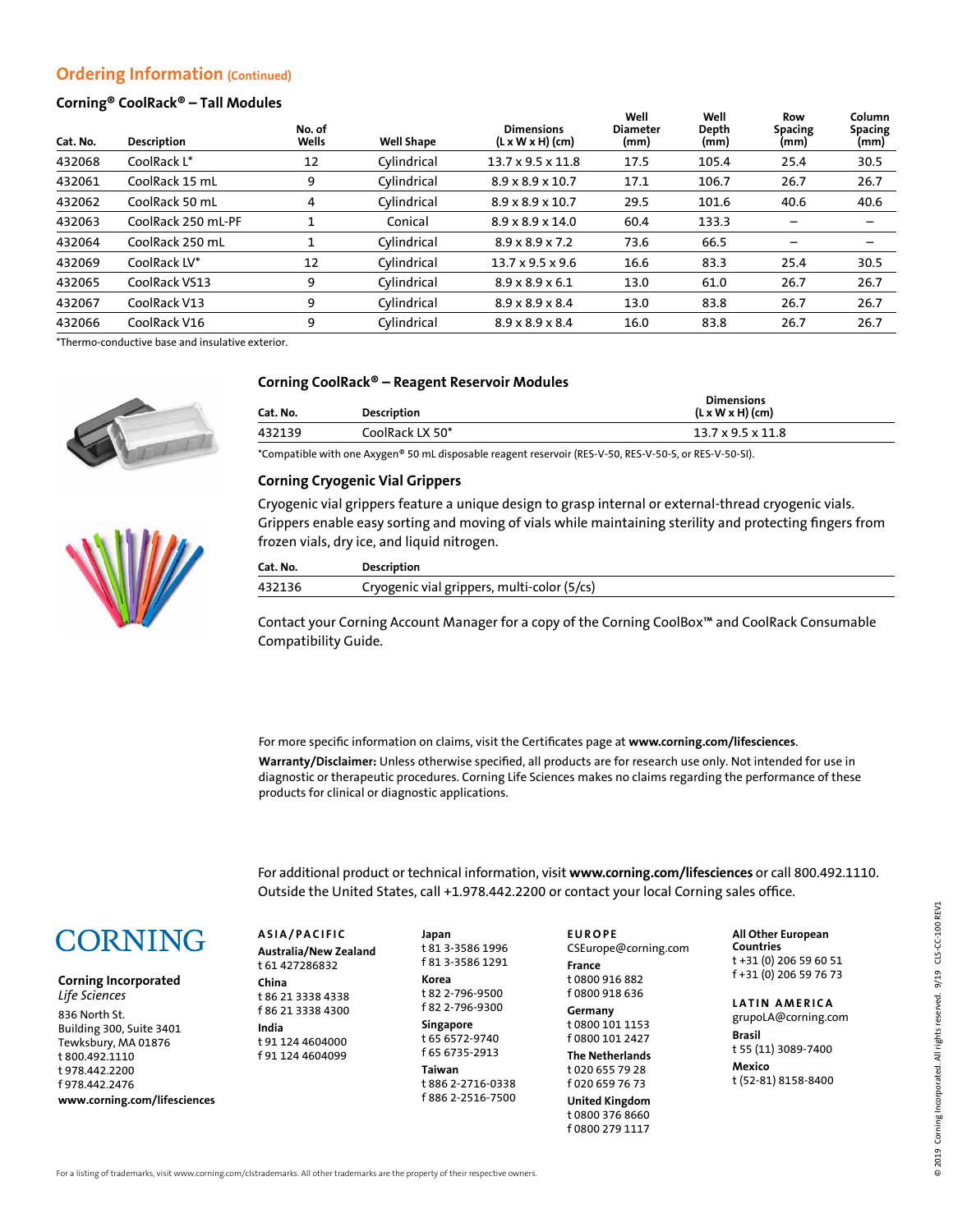## Ordering Information (Continued)

### Corning® CoolRack® – Tall Modules

| Cat. No. | Description | No. of Wells | Well Shape | Dimensions (L x W x H) (cm) | Well Diameter (mm) | Well Depth (mm) | Row Spacing (mm) | Column Spacing (mm) |
|---|---|---|---|---|---|---|---|---|
| 432068 | CoolRack L* | 12 | Cylindrical | 13.7 x 9.5 x 11.8 | 17.5 | 105.4 | 25.4 | 30.5 |
| 432061 | CoolRack 15 mL | 9 | Cylindrical | 8.9 x 8.9 x 10.7 | 17.1 | 106.7 | 26.7 | 26.7 |
| 432062 | CoolRack 50 mL | 4 | Cylindrical | 8.9 x 8.9 x 10.7 | 29.5 | 101.6 | 40.6 | 40.6 |
| 432063 | CoolRack 250 mL-PF | 1 | Conical | 8.9 x 8.9 x 14.0 | 60.4 | 133.3 | – | – |
| 432064 | CoolRack 250 mL | 1 | Cylindrical | 8.9 x 8.9 x 7.2 | 73.6 | 66.5 | – | – |
| 432069 | CoolRack LV* | 12 | Cylindrical | 13.7 x 9.5 x 9.6 | 16.6 | 83.3 | 25.4 | 30.5 |
| 432065 | CoolRack VS13 | 9 | Cylindrical | 8.9 x 8.9 x 6.1 | 13.0 | 61.0 | 26.7 | 26.7 |
| 432067 | CoolRack V13 | 9 | Cylindrical | 8.9 x 8.9 x 8.4 | 13.0 | 83.8 | 26.7 | 26.7 |
| 432066 | CoolRack V16 | 9 | Cylindrical | 8.9 x 8.9 x 8.4 | 16.0 | 83.8 | 26.7 | 26.7 |

*Thermo-conductive base and insulative exterior.

### Corning CoolRack® – Reagent Reservoir Modules

| Cat. No. | Description | Dimensions (L x W x H) (cm) |
|---|---|---|
| 432139 | CoolRack LX 50* | 13.7 x 9.5 x 11.8 |

*Compatible with one Axygen® 50 mL disposable reagent reservoir (RES-V-50, RES-V-50-S, or RES-V-50-SI).

### Corning Cryogenic Vial Grippers

Cryogenic vial grippers feature a unique design to grasp internal or external-thread cryogenic vials. Grippers enable easy sorting and moving of vials while maintaining sterility and protecting fingers from frozen vials, dry ice, and liquid nitrogen.

| Cat. No. | Description |
|---|---|
| 432136 | Cryogenic vial grippers, multi-color (5/cs) |

Contact your Corning Account Manager for a copy of the Corning CoolBox™ and CoolRack Consumable Compatibility Guide.

For more specific information on claims, visit the Certificates page at **www.corning.com/lifesciences**.

**Warranty/Disclaimer:** Unless otherwise specified, all products are for research use only. Not intended for use in diagnostic or therapeutic procedures. Corning Life Sciences makes no claims regarding the performance of these products for clinical or diagnostic applications.

For additional product or technical information, visit **www.corning.com/lifesciences** or call 800.492.1110. Outside the United States, call +1.978.442.2200 or contact your local Corning sales office.

CORNING

**Corning Incorporated**
*Life Sciences*
836 North St.
Building 300, Suite 3401
Tewksbury, MA 01876
t 800.492.1110
t 978.442.2200
f 978.442.2476
**www.corning.com/lifesciences**

**ASIA/PACIFIC**

**Australia/New Zealand**
t 61 427286832

**China**
t 86 21 3338 4338
f 86 21 3338 4300

**India**
t 91 124 4604000
f 91 124 4604099

**Japan**
t 81 3-3586 1996
f 81 3-3586 1291

**Korea**
t 82 2-796-9500
f 82 2-796-9300

**Singapore**
t 65 6572-9740
f 65 6735-2913

**Taiwan**
t 886 2-2716-0338
f 886 2-2516-7500

**EUROPE**
CSEurope@corning.com

**France**
t 0800 916 882
f 0800 918 636

**Germany**
t 0800 101 1153
f 0800 101 2427

**The Netherlands**
t 020 655 79 28
f 020 659 76 73

**United Kingdom**
t 0800 376 8660
f 0800 279 1117

**All Other European Countries**
t +31 (0) 206 59 60 51
f +31 (0) 206 59 76 73

**LATIN AMERICA**
grupoLA@corning.com

**Brasil**
t 55 (11) 3089-7400

**Mexico**
t (52-81) 8158-8400

For a listing of trademarks, visit www.corning.com/clstrademarks. All other trademarks are the property of their respective owners.

© 2019 Corning Incorporated. All rights reserved. 9/19 CLS-CC-100 REV1